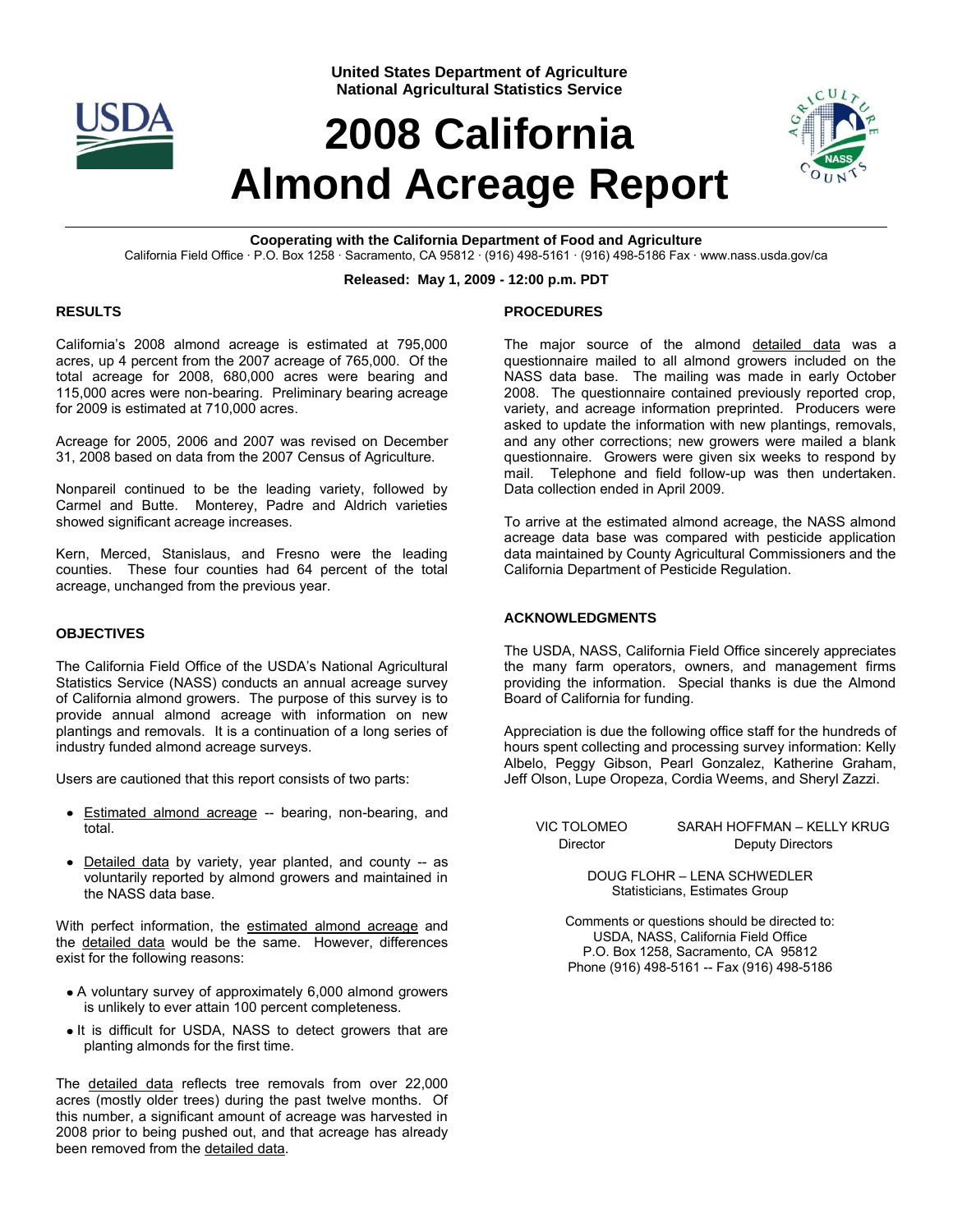United States Department of Agriculture
National Agricultural Statistics Service

# 2008 California Almond Acreage Report

**Cooperating with the California Department of Food and Agriculture**
California Field Office · P.O. Box 1258 · Sacramento, CA 95812 · (916) 498-5161 · (916) 498-5186 Fax · www.nass.usda.gov/ca

**Released: May 1, 2009 - 12:00 p.m. PDT**

## RESULTS

California's 2008 almond acreage is estimated at 795,000 acres, up 4 percent from the 2007 acreage of 765,000. Of the total acreage for 2008, 680,000 acres were bearing and 115,000 acres were non-bearing. Preliminary bearing acreage for 2009 is estimated at 710,000 acres.

Acreage for 2005, 2006 and 2007 was revised on December 31, 2008 based on data from the 2007 Census of Agriculture.

Nonpareil continued to be the leading variety, followed by Carmel and Butte. Monterey, Padre and Aldrich varieties showed significant acreage increases.

Kern, Merced, Stanislaus, and Fresno were the leading counties. These four counties had 64 percent of the total acreage, unchanged from the previous year.

## OBJECTIVES

The California Field Office of the USDA's National Agricultural Statistics Service (NASS) conducts an annual acreage survey of California almond growers. The purpose of this survey is to provide annual almond acreage with information on new plantings and removals. It is a continuation of a long series of industry funded almond acreage surveys.

Users are cautioned that this report consists of two parts:

- Estimated almond acreage -- bearing, non-bearing, and total.
- Detailed data by variety, year planted, and county -- as voluntarily reported by almond growers and maintained in the NASS data base.

With perfect information, the estimated almond acreage and the detailed data would be the same. However, differences exist for the following reasons:

- A voluntary survey of approximately 6,000 almond growers is unlikely to ever attain 100 percent completeness.
- It is difficult for USDA, NASS to detect growers that are planting almonds for the first time.

The detailed data reflects tree removals from over 22,000 acres (mostly older trees) during the past twelve months. Of this number, a significant amount of acreage was harvested in 2008 prior to being pushed out, and that acreage has already been removed from the detailed data.

## PROCEDURES

The major source of the almond detailed data was a questionnaire mailed to all almond growers included on the NASS data base. The mailing was made in early October 2008. The questionnaire contained previously reported crop, variety, and acreage information preprinted. Producers were asked to update the information with new plantings, removals, and any other corrections; new growers were mailed a blank questionnaire. Growers were given six weeks to respond by mail. Telephone and field follow-up was then undertaken. Data collection ended in April 2009.

To arrive at the estimated almond acreage, the NASS almond acreage data base was compared with pesticide application data maintained by County Agricultural Commissioners and the California Department of Pesticide Regulation.

## ACKNOWLEDGMENTS

The USDA, NASS, California Field Office sincerely appreciates the many farm operators, owners, and management firms providing the information. Special thanks is due the Almond Board of California for funding.

Appreciation is due the following office staff for the hundreds of hours spent collecting and processing survey information: Kelly Albelo, Peggy Gibson, Pearl Gonzalez, Katherine Graham, Jeff Olson, Lupe Oropeza, Cordia Weems, and Sheryl Zazzi.

VIC TOLOMEO
Director

SARAH HOFFMAN – KELLY KRUG
Deputy Directors

DOUG FLOHR – LENA SCHWEDLER
Statisticians, Estimates Group

Comments or questions should be directed to:
USDA, NASS, California Field Office
P.O. Box 1258, Sacramento, CA 95812
Phone (916) 498-5161 -- Fax (916) 498-5186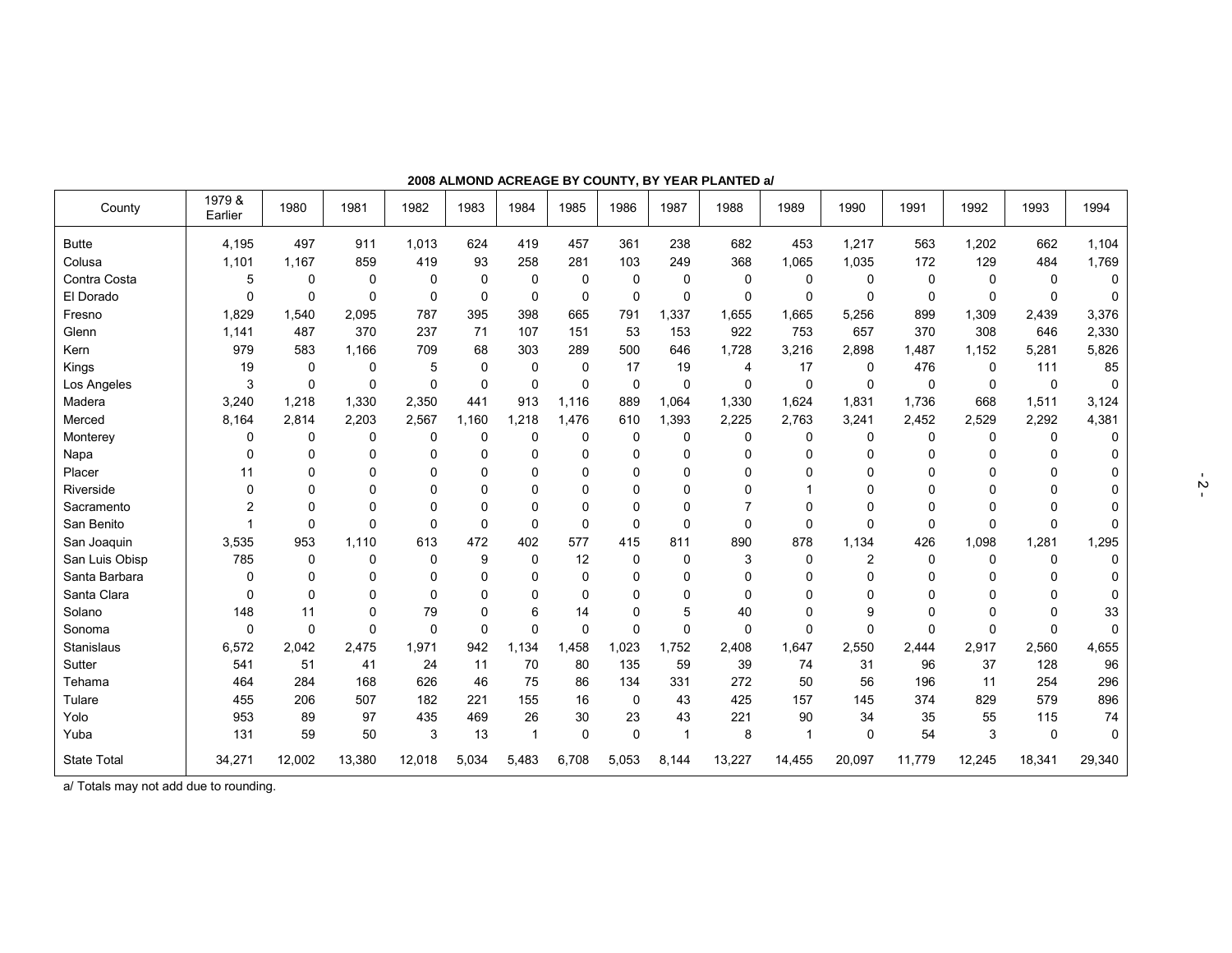**2008 ALMOND ACREAGE BY COUNTY, BY YEAR PLANTED a/**

| County | 1979 & Earlier | 1980 | 1981 | 1982 | 1983 | 1984 | 1985 | 1986 | 1987 | 1988 | 1989 | 1990 | 1991 | 1992 | 1993 | 1994 |
|---|---|---|---|---|---|---|---|---|---|---|---|---|---|---|---|---|
| Butte | 4,195 | 497 | 911 | 1,013 | 624 | 419 | 457 | 361 | 238 | 682 | 453 | 1,217 | 563 | 1,202 | 662 | 1,104 |
| Colusa | 1,101 | 1,167 | 859 | 419 | 93 | 258 | 281 | 103 | 249 | 368 | 1,065 | 1,035 | 172 | 129 | 484 | 1,769 |
| Contra Costa | 5 | 0 | 0 | 0 | 0 | 0 | 0 | 0 | 0 | 0 | 0 | 0 | 0 | 0 | 0 | 0 |
| El Dorado | 0 | 0 | 0 | 0 | 0 | 0 | 0 | 0 | 0 | 0 | 0 | 0 | 0 | 0 | 0 | 0 |
| Fresno | 1,829 | 1,540 | 2,095 | 787 | 395 | 398 | 665 | 791 | 1,337 | 1,655 | 1,665 | 5,256 | 899 | 1,309 | 2,439 | 3,376 |
| Glenn | 1,141 | 487 | 370 | 237 | 71 | 107 | 151 | 53 | 153 | 922 | 753 | 657 | 370 | 308 | 646 | 2,330 |
| Kern | 979 | 583 | 1,166 | 709 | 68 | 303 | 289 | 500 | 646 | 1,728 | 3,216 | 2,898 | 1,487 | 1,152 | 5,281 | 5,826 |
| Kings | 19 | 0 | 0 | 5 | 0 | 0 | 0 | 17 | 19 | 4 | 17 | 0 | 476 | 0 | 111 | 85 |
| Los Angeles | 3 | 0 | 0 | 0 | 0 | 0 | 0 | 0 | 0 | 0 | 0 | 0 | 0 | 0 | 0 | 0 |
| Madera | 3,240 | 1,218 | 1,330 | 2,350 | 441 | 913 | 1,116 | 889 | 1,064 | 1,330 | 1,624 | 1,831 | 1,736 | 668 | 1,511 | 3,124 |
| Merced | 8,164 | 2,814 | 2,203 | 2,567 | 1,160 | 1,218 | 1,476 | 610 | 1,393 | 2,225 | 2,763 | 3,241 | 2,452 | 2,529 | 2,292 | 4,381 |
| Monterey | 0 | 0 | 0 | 0 | 0 | 0 | 0 | 0 | 0 | 0 | 0 | 0 | 0 | 0 | 0 | 0 |
| Napa | 0 | 0 | 0 | 0 | 0 | 0 | 0 | 0 | 0 | 0 | 0 | 0 | 0 | 0 | 0 | 0 |
| Placer | 11 | 0 | 0 | 0 | 0 | 0 | 0 | 0 | 0 | 0 | 0 | 0 | 0 | 0 | 0 | 0 |
| Riverside | 0 | 0 | 0 | 0 | 0 | 0 | 0 | 0 | 0 | 0 | 1 | 0 | 0 | 0 | 0 | 0 |
| Sacramento | 2 | 0 | 0 | 0 | 0 | 0 | 0 | 0 | 0 | 7 | 0 | 0 | 0 | 0 | 0 | 0 |
| San Benito | 1 | 0 | 0 | 0 | 0 | 0 | 0 | 0 | 0 | 0 | 0 | 0 | 0 | 0 | 0 | 0 |
| San Joaquin | 3,535 | 953 | 1,110 | 613 | 472 | 402 | 577 | 415 | 811 | 890 | 878 | 1,134 | 426 | 1,098 | 1,281 | 1,295 |
| San Luis Obisp | 785 | 0 | 0 | 0 | 9 | 0 | 12 | 0 | 0 | 3 | 0 | 2 | 0 | 0 | 0 | 0 |
| Santa Barbara | 0 | 0 | 0 | 0 | 0 | 0 | 0 | 0 | 0 | 0 | 0 | 0 | 0 | 0 | 0 | 0 |
| Santa Clara | 0 | 0 | 0 | 0 | 0 | 0 | 0 | 0 | 0 | 0 | 0 | 0 | 0 | 0 | 0 | 0 |
| Solano | 148 | 11 | 0 | 79 | 0 | 6 | 14 | 0 | 5 | 40 | 0 | 9 | 0 | 0 | 0 | 33 |
| Sonoma | 0 | 0 | 0 | 0 | 0 | 0 | 0 | 0 | 0 | 0 | 0 | 0 | 0 | 0 | 0 | 0 |
| Stanislaus | 6,572 | 2,042 | 2,475 | 1,971 | 942 | 1,134 | 1,458 | 1,023 | 1,752 | 2,408 | 1,647 | 2,550 | 2,444 | 2,917 | 2,560 | 4,655 |
| Sutter | 541 | 51 | 41 | 24 | 11 | 70 | 80 | 135 | 59 | 39 | 74 | 31 | 96 | 37 | 128 | 96 |
| Tehama | 464 | 284 | 168 | 626 | 46 | 75 | 86 | 134 | 331 | 272 | 50 | 56 | 196 | 11 | 254 | 296 |
| Tulare | 455 | 206 | 507 | 182 | 221 | 155 | 16 | 0 | 43 | 425 | 157 | 145 | 374 | 829 | 579 | 896 |
| Yolo | 953 | 89 | 97 | 435 | 469 | 26 | 30 | 23 | 43 | 221 | 90 | 34 | 35 | 55 | 115 | 74 |
| Yuba | 131 | 59 | 50 | 3 | 13 | 1 | 0 | 0 | 1 | 8 | 1 | 0 | 54 | 3 | 0 | 0 |
| State Total | 34,271 | 12,002 | 13,380 | 12,018 | 5,034 | 5,483 | 6,708 | 5,053 | 8,144 | 13,227 | 14,455 | 20,097 | 11,779 | 12,245 | 18,341 | 29,340 |

a/ Totals may not add due to rounding.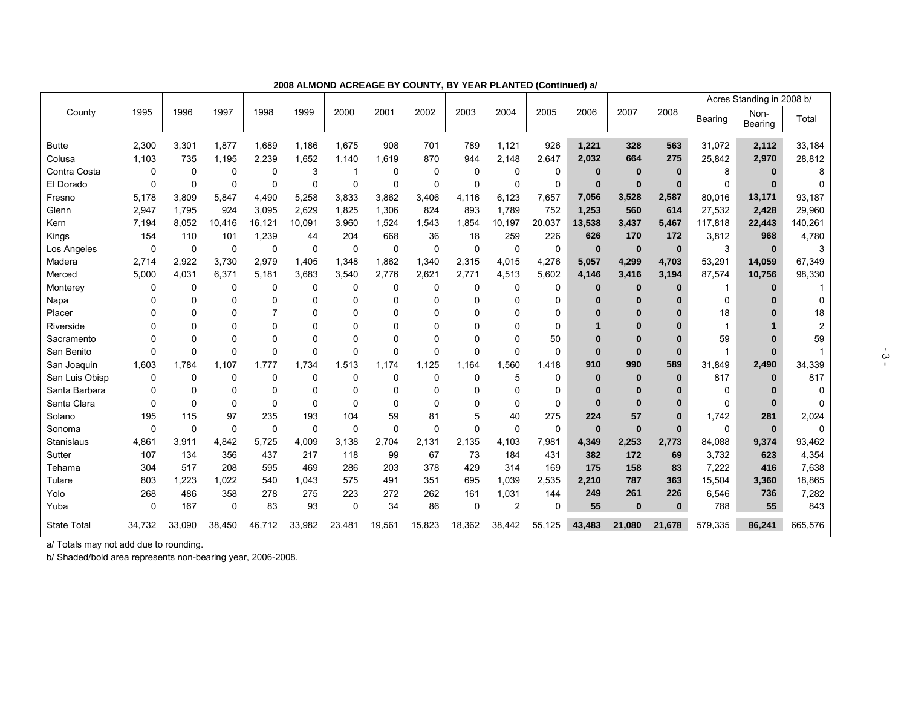**2008 ALMOND ACREAGE BY COUNTY, BY YEAR PLANTED (Continued) a/**

| County | 1995 | 1996 | 1997 | 1998 | 1999 | 2000 | 2001 | 2002 | 2003 | 2004 | 2005 | 2006 | 2007 | 2008 | Acres Standing in 2008 b/ | | |
|---|---|---|---|---|---|---|---|---|---|---|---|---|---|---|---|---|---|
| | | | | | | | | | | | | | | | Bearing | Non-Bearing | Total |
| Butte | 2,300 | 3,301 | 1,877 | 1,689 | 1,186 | 1,675 | 908 | 701 | 789 | 1,121 | 926 | **1,221** | **328** | **563** | 31,072 | **2,112** | 33,184 |
| Colusa | 1,103 | 735 | 1,195 | 2,239 | 1,652 | 1,140 | 1,619 | 870 | 944 | 2,148 | 2,647 | **2,032** | **664** | **275** | 25,842 | **2,970** | 28,812 |
| Contra Costa | 0 | 0 | 0 | 0 | 3 | 1 | 0 | 0 | 0 | 0 | 0 | **0** | **0** | **0** | 8 | **0** | 8 |
| El Dorado | 0 | 0 | 0 | 0 | 0 | 0 | 0 | 0 | 0 | 0 | 0 | **0** | **0** | **0** | 0 | **0** | 0 |
| Fresno | 5,178 | 3,809 | 5,847 | 4,490 | 5,258 | 3,833 | 3,862 | 3,406 | 4,116 | 6,123 | 7,657 | **7,056** | **3,528** | **2,587** | 80,016 | **13,171** | 93,187 |
| Glenn | 2,947 | 1,795 | 924 | 3,095 | 2,629 | 1,825 | 1,306 | 824 | 893 | 1,789 | 752 | **1,253** | **560** | **614** | 27,532 | **2,428** | 29,960 |
| Kern | 7,194 | 8,052 | 10,416 | 16,121 | 10,091 | 3,960 | 1,524 | 1,543 | 1,854 | 10,197 | 20,037 | **13,538** | **3,437** | **5,467** | 117,818 | **22,443** | 140,261 |
| Kings | 154 | 110 | 101 | 1,239 | 44 | 204 | 668 | 36 | 18 | 259 | 226 | **626** | **170** | **172** | 3,812 | **968** | 4,780 |
| Los Angeles | 0 | 0 | 0 | 0 | 0 | 0 | 0 | 0 | 0 | 0 | 0 | **0** | **0** | **0** | 3 | **0** | 3 |
| Madera | 2,714 | 2,922 | 3,730 | 2,979 | 1,405 | 1,348 | 1,862 | 1,340 | 2,315 | 4,015 | 4,276 | **5,057** | **4,299** | **4,703** | 53,291 | **14,059** | 67,349 |
| Merced | 5,000 | 4,031 | 6,371 | 5,181 | 3,683 | 3,540 | 2,776 | 2,621 | 2,771 | 4,513 | 5,602 | **4,146** | **3,416** | **3,194** | 87,574 | **10,756** | 98,330 |
| Monterey | 0 | 0 | 0 | 0 | 0 | 0 | 0 | 0 | 0 | 0 | 0 | **0** | **0** | **0** | 1 | **0** | 1 |
| Napa | 0 | 0 | 0 | 0 | 0 | 0 | 0 | 0 | 0 | 0 | 0 | **0** | **0** | **0** | 0 | **0** | 0 |
| Placer | 0 | 0 | 0 | 7 | 0 | 0 | 0 | 0 | 0 | 0 | 0 | **0** | **0** | **0** | 18 | **0** | 18 |
| Riverside | 0 | 0 | 0 | 0 | 0 | 0 | 0 | 0 | 0 | 0 | 0 | **1** | **0** | **0** | 1 | **1** | 2 |
| Sacramento | 0 | 0 | 0 | 0 | 0 | 0 | 0 | 0 | 0 | 0 | 50 | **0** | **0** | **0** | 59 | **0** | 59 |
| San Benito | 0 | 0 | 0 | 0 | 0 | 0 | 0 | 0 | 0 | 0 | 0 | **0** | **0** | **0** | 1 | **0** | 1 |
| San Joaquin | 1,603 | 1,784 | 1,107 | 1,777 | 1,734 | 1,513 | 1,174 | 1,125 | 1,164 | 1,560 | 1,418 | **910** | **990** | **589** | 31,849 | **2,490** | 34,339 |
| San Luis Obisp | 0 | 0 | 0 | 0 | 0 | 0 | 0 | 0 | 0 | 5 | 0 | **0** | **0** | **0** | 817 | **0** | 817 |
| Santa Barbara | 0 | 0 | 0 | 0 | 0 | 0 | 0 | 0 | 0 | 0 | 0 | **0** | **0** | **0** | 0 | **0** | 0 |
| Santa Clara | 0 | 0 | 0 | 0 | 0 | 0 | 0 | 0 | 0 | 0 | 0 | **0** | **0** | **0** | 0 | **0** | 0 |
| Solano | 195 | 115 | 97 | 235 | 193 | 104 | 59 | 81 | 5 | 40 | 275 | **224** | **57** | **0** | 1,742 | **281** | 2,024 |
| Sonoma | 0 | 0 | 0 | 0 | 0 | 0 | 0 | 0 | 0 | 0 | 0 | **0** | **0** | **0** | 0 | **0** | 0 |
| Stanislaus | 4,861 | 3,911 | 4,842 | 5,725 | 4,009 | 3,138 | 2,704 | 2,131 | 2,135 | 4,103 | 7,981 | **4,349** | **2,253** | **2,773** | 84,088 | **9,374** | 93,462 |
| Sutter | 107 | 134 | 356 | 437 | 217 | 118 | 99 | 67 | 73 | 184 | 431 | **382** | **172** | **69** | 3,732 | **623** | 4,354 |
| Tehama | 304 | 517 | 208 | 595 | 469 | 286 | 203 | 378 | 429 | 314 | 169 | **175** | **158** | **83** | 7,222 | **416** | 7,638 |
| Tulare | 803 | 1,223 | 1,022 | 540 | 1,043 | 575 | 491 | 351 | 695 | 1,039 | 2,535 | **2,210** | **787** | **363** | 15,504 | **3,360** | 18,865 |
| Yolo | 268 | 486 | 358 | 278 | 275 | 223 | 272 | 262 | 161 | 1,031 | 144 | **249** | **261** | **226** | 6,546 | **736** | 7,282 |
| Yuba | 0 | 167 | 0 | 83 | 93 | 0 | 34 | 86 | 0 | 2 | 0 | **55** | **0** | **0** | 788 | **55** | 843 |
| State Total | 34,732 | 33,090 | 38,450 | 46,712 | 33,982 | 23,481 | 19,561 | 15,823 | 18,362 | 38,442 | 55,125 | **43,483** | **21,080** | **21,678** | 579,335 | **86,241** | 665,576 |

a/ Totals may not add due to rounding.

b/ Shaded/bold area represents non-bearing year, 2006-2008.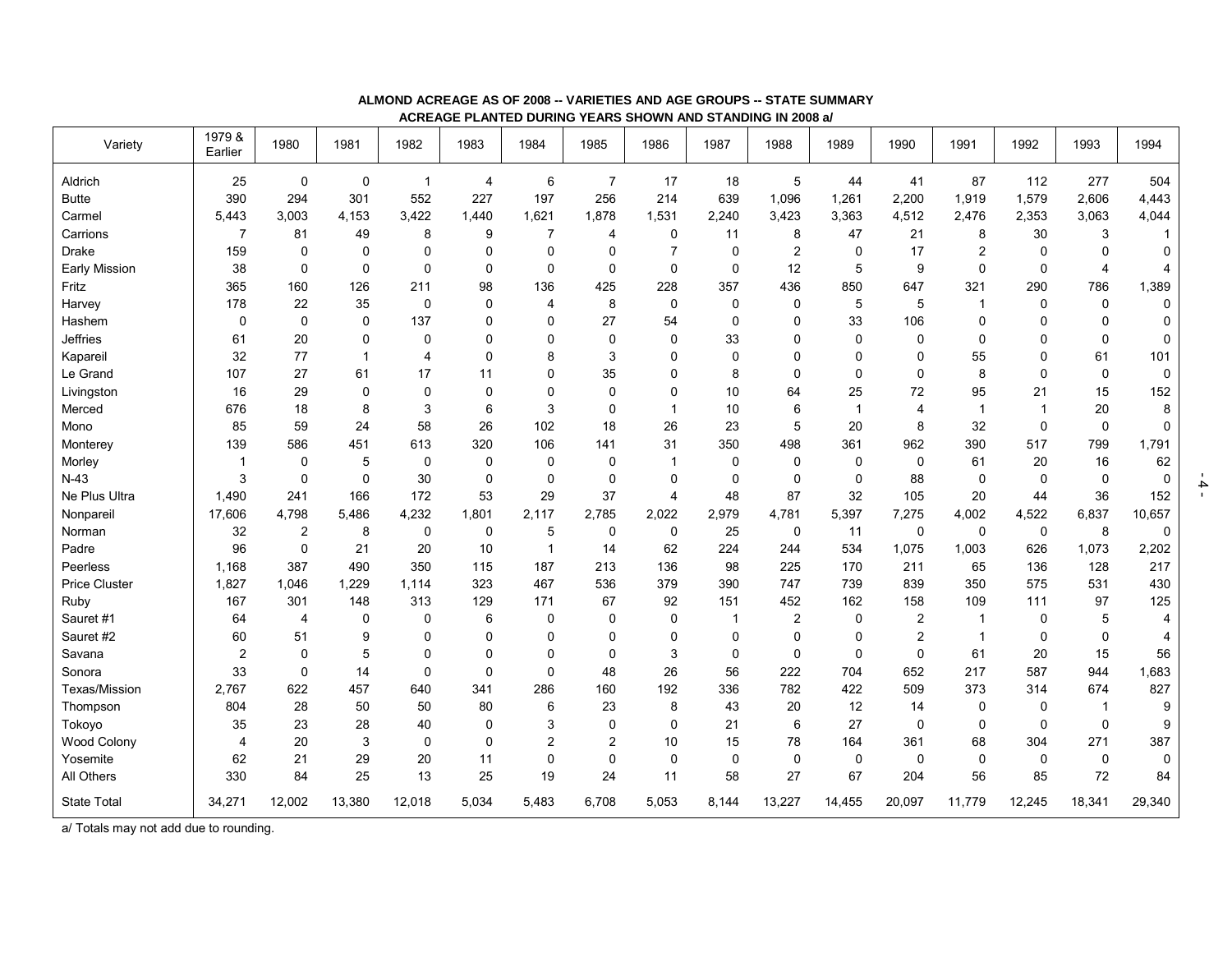**ALMOND ACREAGE AS OF 2008 -- VARIETIES AND AGE GROUPS -- STATE SUMMARY**
**ACREAGE PLANTED DURING YEARS SHOWN AND STANDING IN 2008 a/**

| Variety | 1979 & Earlier | 1980 | 1981 | 1982 | 1983 | 1984 | 1985 | 1986 | 1987 | 1988 | 1989 | 1990 | 1991 | 1992 | 1993 | 1994 |
|---|---|---|---|---|---|---|---|---|---|---|---|---|---|---|---|---|
| Aldrich | 25 | 0 | 0 | 1 | 4 | 6 | 7 | 17 | 18 | 5 | 44 | 41 | 87 | 112 | 277 | 504 |
| Butte | 390 | 294 | 301 | 552 | 227 | 197 | 256 | 214 | 639 | 1,096 | 1,261 | 2,200 | 1,919 | 1,579 | 2,606 | 4,443 |
| Carmel | 5,443 | 3,003 | 4,153 | 3,422 | 1,440 | 1,621 | 1,878 | 1,531 | 2,240 | 3,423 | 3,363 | 4,512 | 2,476 | 2,353 | 3,063 | 4,044 |
| Carrions | 7 | 81 | 49 | 8 | 9 | 7 | 4 | 0 | 11 | 8 | 47 | 21 | 8 | 30 | 3 | 1 |
| Drake | 159 | 0 | 0 | 0 | 0 | 0 | 0 | 7 | 0 | 2 | 0 | 17 | 2 | 0 | 0 | 0 |
| Early Mission | 38 | 0 | 0 | 0 | 0 | 0 | 0 | 0 | 0 | 12 | 5 | 9 | 0 | 0 | 4 | 4 |
| Fritz | 365 | 160 | 126 | 211 | 98 | 136 | 425 | 228 | 357 | 436 | 850 | 647 | 321 | 290 | 786 | 1,389 |
| Harvey | 178 | 22 | 35 | 0 | 0 | 4 | 8 | 0 | 0 | 0 | 5 | 5 | 1 | 0 | 0 | 0 |
| Hashem | 0 | 0 | 0 | 137 | 0 | 0 | 27 | 54 | 0 | 0 | 33 | 106 | 0 | 0 | 0 | 0 |
| Jeffries | 61 | 20 | 0 | 0 | 0 | 0 | 0 | 0 | 33 | 0 | 0 | 0 | 0 | 0 | 0 | 0 |
| Kapareil | 32 | 77 | 1 | 4 | 0 | 8 | 3 | 0 | 0 | 0 | 0 | 0 | 55 | 0 | 61 | 101 |
| Le Grand | 107 | 27 | 61 | 17 | 11 | 0 | 35 | 0 | 8 | 0 | 0 | 0 | 8 | 0 | 0 | 0 |
| Livingston | 16 | 29 | 0 | 0 | 0 | 0 | 0 | 0 | 10 | 64 | 25 | 72 | 95 | 21 | 15 | 152 |
| Merced | 676 | 18 | 8 | 3 | 6 | 3 | 0 | 1 | 10 | 6 | 1 | 4 | 1 | 1 | 20 | 8 |
| Mono | 85 | 59 | 24 | 58 | 26 | 102 | 18 | 26 | 23 | 5 | 20 | 8 | 32 | 0 | 0 | 0 |
| Monterey | 139 | 586 | 451 | 613 | 320 | 106 | 141 | 31 | 350 | 498 | 361 | 962 | 390 | 517 | 799 | 1,791 |
| Morley | 1 | 0 | 5 | 0 | 0 | 0 | 0 | 1 | 0 | 0 | 0 | 0 | 61 | 20 | 16 | 62 |
| N-43 | 3 | 0 | 0 | 30 | 0 | 0 | 0 | 0 | 0 | 0 | 0 | 88 | 0 | 0 | 0 | 0 |
| Ne Plus Ultra | 1,490 | 241 | 166 | 172 | 53 | 29 | 37 | 4 | 48 | 87 | 32 | 105 | 20 | 44 | 36 | 152 |
| Nonpareil | 17,606 | 4,798 | 5,486 | 4,232 | 1,801 | 2,117 | 2,785 | 2,022 | 2,979 | 4,781 | 5,397 | 7,275 | 4,002 | 4,522 | 6,837 | 10,657 |
| Norman | 32 | 2 | 8 | 0 | 0 | 5 | 0 | 0 | 25 | 0 | 11 | 0 | 0 | 0 | 8 | 0 |
| Padre | 96 | 0 | 21 | 20 | 10 | 1 | 14 | 62 | 224 | 244 | 534 | 1,075 | 1,003 | 626 | 1,073 | 2,202 |
| Peerless | 1,168 | 387 | 490 | 350 | 115 | 187 | 213 | 136 | 98 | 225 | 170 | 211 | 65 | 136 | 128 | 217 |
| Price Cluster | 1,827 | 1,046 | 1,229 | 1,114 | 323 | 467 | 536 | 379 | 390 | 747 | 739 | 839 | 350 | 575 | 531 | 430 |
| Ruby | 167 | 301 | 148 | 313 | 129 | 171 | 67 | 92 | 151 | 452 | 162 | 158 | 109 | 111 | 97 | 125 |
| Sauret #1 | 64 | 4 | 0 | 0 | 6 | 0 | 0 | 0 | 1 | 2 | 0 | 2 | 1 | 0 | 5 | 4 |
| Sauret #2 | 60 | 51 | 9 | 0 | 0 | 0 | 0 | 0 | 0 | 0 | 0 | 2 | 1 | 0 | 0 | 4 |
| Savana | 2 | 0 | 5 | 0 | 0 | 0 | 0 | 3 | 0 | 0 | 0 | 0 | 61 | 20 | 15 | 56 |
| Sonora | 33 | 0 | 14 | 0 | 0 | 0 | 48 | 26 | 56 | 222 | 704 | 652 | 217 | 587 | 944 | 1,683 |
| Texas/Mission | 2,767 | 622 | 457 | 640 | 341 | 286 | 160 | 192 | 336 | 782 | 422 | 509 | 373 | 314 | 674 | 827 |
| Thompson | 804 | 28 | 50 | 50 | 80 | 6 | 23 | 8 | 43 | 20 | 12 | 14 | 0 | 0 | 1 | 9 |
| Tokoyo | 35 | 23 | 28 | 40 | 0 | 3 | 0 | 0 | 21 | 6 | 27 | 0 | 0 | 0 | 0 | 9 |
| Wood Colony | 4 | 20 | 3 | 0 | 0 | 2 | 2 | 10 | 15 | 78 | 164 | 361 | 68 | 304 | 271 | 387 |
| Yosemite | 62 | 21 | 29 | 20 | 11 | 0 | 0 | 0 | 0 | 0 | 0 | 0 | 0 | 0 | 0 | 0 |
| All Others | 330 | 84 | 25 | 13 | 25 | 19 | 24 | 11 | 58 | 27 | 67 | 204 | 56 | 85 | 72 | 84 |
| State Total | 34,271 | 12,002 | 13,380 | 12,018 | 5,034 | 5,483 | 6,708 | 5,053 | 8,144 | 13,227 | 14,455 | 20,097 | 11,779 | 12,245 | 18,341 | 29,340 |

a/ Totals may not add due to rounding.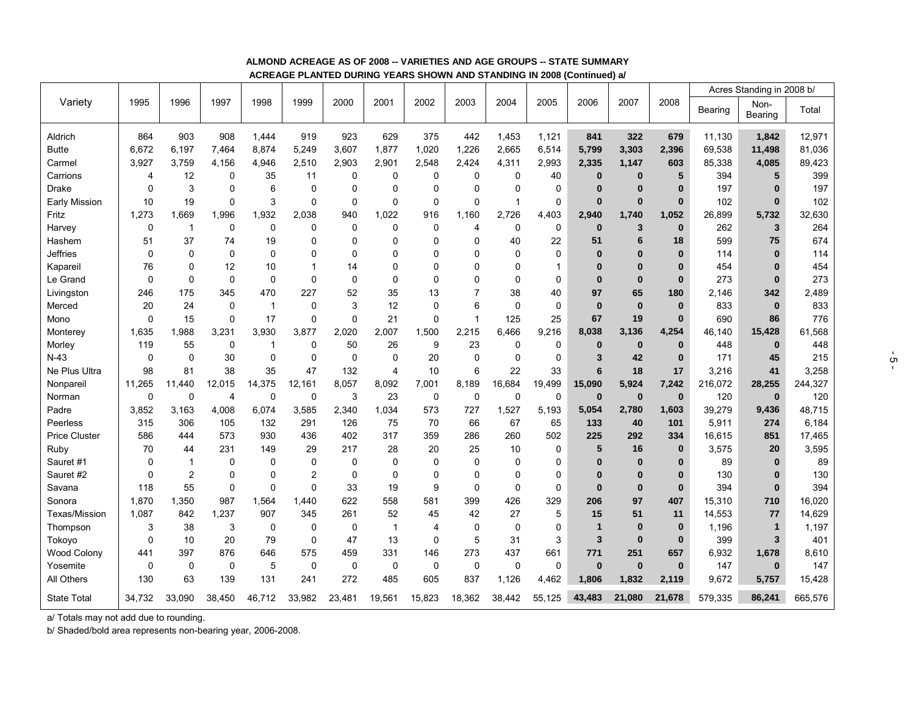**ALMOND ACREAGE AS OF 2008 -- VARIETIES AND AGE GROUPS -- STATE SUMMARY**

**ACREAGE PLANTED DURING YEARS SHOWN AND STANDING IN 2008 (Continued) a/**

| Variety | 1995 | 1996 | 1997 | 1998 | 1999 | 2000 | 2001 | 2002 | 2003 | 2004 | 2005 | 2006 | 2007 | 2008 | Acres Standing in 2008 b/ | | |
|---|---|---|---|---|---|---|---|---|---|---|---|---|---|---|---|---|---|
| | | | | | | | | | | | | | | | Bearing | Non-Bearing | Total |
| Aldrich | 864 | 903 | 908 | 1,444 | 919 | 923 | 629 | 375 | 442 | 1,453 | 1,121 | **841** | **322** | **679** | 11,130 | **1,842** | 12,971 |
| Butte | 6,672 | 6,197 | 7,464 | 8,874 | 5,249 | 3,607 | 1,877 | 1,020 | 1,226 | 2,665 | 6,514 | **5,799** | **3,303** | **2,396** | 69,538 | **11,498** | 81,036 |
| Carmel | 3,927 | 3,759 | 4,156 | 4,946 | 2,510 | 2,903 | 2,901 | 2,548 | 2,424 | 4,311 | 2,993 | **2,335** | **1,147** | **603** | 85,338 | **4,085** | 89,423 |
| Carrions | 4 | 12 | 0 | 35 | 11 | 0 | 0 | 0 | 0 | 0 | 40 | **0** | **0** | **5** | 394 | **5** | 399 |
| Drake | 0 | 3 | 0 | 6 | 0 | 0 | 0 | 0 | 0 | 0 | 0 | **0** | **0** | **0** | 197 | **0** | 197 |
| Early Mission | 10 | 19 | 0 | 3 | 0 | 0 | 0 | 0 | 0 | 1 | 0 | **0** | **0** | **0** | 102 | **0** | 102 |
| Fritz | 1,273 | 1,669 | 1,996 | 1,932 | 2,038 | 940 | 1,022 | 916 | 1,160 | 2,726 | 4,403 | **2,940** | **1,740** | **1,052** | 26,899 | **5,732** | 32,630 |
| Harvey | 0 | 1 | 0 | 0 | 0 | 0 | 0 | 0 | 4 | 0 | 0 | **0** | **3** | **0** | 262 | **3** | 264 |
| Hashem | 51 | 37 | 74 | 19 | 0 | 0 | 0 | 0 | 0 | 40 | 22 | **51** | **6** | **18** | 599 | **75** | 674 |
| Jeffries | 0 | 0 | 0 | 0 | 0 | 0 | 0 | 0 | 0 | 0 | 0 | **0** | **0** | **0** | 114 | **0** | 114 |
| Kapareil | 76 | 0 | 12 | 10 | 1 | 14 | 0 | 0 | 0 | 0 | 1 | **0** | **0** | **0** | 454 | **0** | 454 |
| Le Grand | 0 | 0 | 0 | 0 | 0 | 0 | 0 | 0 | 0 | 0 | 0 | **0** | **0** | **0** | 273 | **0** | 273 |
| Livingston | 246 | 175 | 345 | 470 | 227 | 52 | 35 | 13 | 7 | 38 | 40 | **97** | **65** | **180** | 2,146 | **342** | 2,489 |
| Merced | 20 | 24 | 0 | 1 | 0 | 3 | 12 | 0 | 6 | 0 | 0 | **0** | **0** | **0** | 833 | **0** | 833 |
| Mono | 0 | 15 | 0 | 17 | 0 | 0 | 21 | 0 | 1 | 125 | 25 | **67** | **19** | **0** | 690 | **86** | 776 |
| Monterey | 1,635 | 1,988 | 3,231 | 3,930 | 3,877 | 2,020 | 2,007 | 1,500 | 2,215 | 6,466 | 9,216 | **8,038** | **3,136** | **4,254** | 46,140 | **15,428** | 61,568 |
| Morley | 119 | 55 | 0 | 1 | 0 | 50 | 26 | 9 | 23 | 0 | 0 | **0** | **0** | **0** | 448 | **0** | 448 |
| N-43 | 0 | 0 | 30 | 0 | 0 | 0 | 0 | 20 | 0 | 0 | 0 | **3** | **42** | **0** | 171 | **45** | 215 |
| Ne Plus Ultra | 98 | 81 | 38 | 35 | 47 | 132 | 4 | 10 | 6 | 22 | 33 | **6** | **18** | **17** | 3,216 | **41** | 3,258 |
| Nonpareil | 11,265 | 11,440 | 12,015 | 14,375 | 12,161 | 8,057 | 8,092 | 7,001 | 8,189 | 16,684 | 19,499 | **15,090** | **5,924** | **7,242** | 216,072 | **28,255** | 244,327 |
| Norman | 0 | 0 | 4 | 0 | 0 | 3 | 23 | 0 | 0 | 0 | 0 | **0** | **0** | **0** | 120 | **0** | 120 |
| Padre | 3,852 | 3,163 | 4,008 | 6,074 | 3,585 | 2,340 | 1,034 | 573 | 727 | 1,527 | 5,193 | **5,054** | **2,780** | **1,603** | 39,279 | **9,436** | 48,715 |
| Peerless | 315 | 306 | 105 | 132 | 291 | 126 | 75 | 70 | 66 | 67 | 65 | **133** | **40** | **101** | 5,911 | **274** | 6,184 |
| Price Cluster | 586 | 444 | 573 | 930 | 436 | 402 | 317 | 359 | 286 | 260 | 502 | **225** | **292** | **334** | 16,615 | **851** | 17,465 |
| Ruby | 70 | 44 | 231 | 149 | 29 | 217 | 28 | 20 | 25 | 10 | 0 | **5** | **16** | **0** | 3,575 | **20** | 3,595 |
| Sauret #1 | 0 | 1 | 0 | 0 | 0 | 0 | 0 | 0 | 0 | 0 | 0 | **0** | **0** | **0** | 89 | **0** | 89 |
| Sauret #2 | 0 | 2 | 0 | 0 | 2 | 0 | 0 | 0 | 0 | 0 | 0 | **0** | **0** | **0** | 130 | **0** | 130 |
| Savana | 118 | 55 | 0 | 0 | 0 | 33 | 19 | 9 | 0 | 0 | 0 | **0** | **0** | **0** | 394 | **0** | 394 |
| Sonora | 1,870 | 1,350 | 987 | 1,564 | 1,440 | 622 | 558 | 581 | 399 | 426 | 329 | **206** | **97** | **407** | 15,310 | **710** | 16,020 |
| Texas/Mission | 1,087 | 842 | 1,237 | 907 | 345 | 261 | 52 | 45 | 42 | 27 | 5 | **15** | **51** | **11** | 14,553 | **77** | 14,629 |
| Thompson | 3 | 38 | 3 | 0 | 0 | 0 | 1 | 4 | 0 | 0 | 0 | **1** | **0** | **0** | 1,196 | **1** | 1,197 |
| Tokoyo | 0 | 10 | 20 | 79 | 0 | 47 | 13 | 0 | 5 | 31 | 3 | **3** | **0** | **0** | 399 | **3** | 401 |
| Wood Colony | 441 | 397 | 876 | 646 | 575 | 459 | 331 | 146 | 273 | 437 | 661 | **771** | **251** | **657** | 6,932 | **1,678** | 8,610 |
| Yosemite | 0 | 0 | 0 | 5 | 0 | 0 | 0 | 0 | 0 | 0 | 0 | **0** | **0** | **0** | 147 | **0** | 147 |
| All Others | 130 | 63 | 139 | 131 | 241 | 272 | 485 | 605 | 837 | 1,126 | 4,462 | **1,806** | **1,832** | **2,119** | 9,672 | **5,757** | 15,428 |
| State Total | 34,732 | 33,090 | 38,450 | 46,712 | 33,982 | 23,481 | 19,561 | 15,823 | 18,362 | 38,442 | 55,125 | **43,483** | **21,080** | **21,678** | 579,335 | **86,241** | 665,576 |

a/ Totals may not add due to rounding.

b/ Shaded/bold area represents non-bearing year, 2006-2008.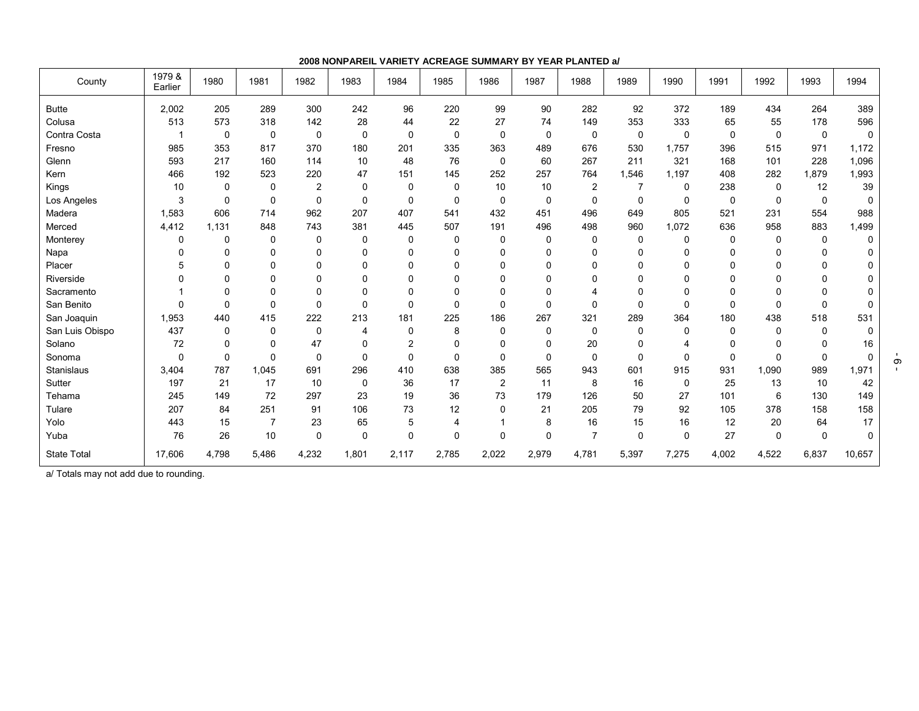**2008 NONPAREIL VARIETY ACREAGE SUMMARY BY YEAR PLANTED a/**

| County | 1979 & Earlier | 1980 | 1981 | 1982 | 1983 | 1984 | 1985 | 1986 | 1987 | 1988 | 1989 | 1990 | 1991 | 1992 | 1993 | 1994 |
|---|---|---|---|---|---|---|---|---|---|---|---|---|---|---|---|---|
| Butte | 2,002 | 205 | 289 | 300 | 242 | 96 | 220 | 99 | 90 | 282 | 92 | 372 | 189 | 434 | 264 | 389 |
| Colusa | 513 | 573 | 318 | 142 | 28 | 44 | 22 | 27 | 74 | 149 | 353 | 333 | 65 | 55 | 178 | 596 |
| Contra Costa | 1 | 0 | 0 | 0 | 0 | 0 | 0 | 0 | 0 | 0 | 0 | 0 | 0 | 0 | 0 | 0 |
| Fresno | 985 | 353 | 817 | 370 | 180 | 201 | 335 | 363 | 489 | 676 | 530 | 1,757 | 396 | 515 | 971 | 1,172 |
| Glenn | 593 | 217 | 160 | 114 | 10 | 48 | 76 | 0 | 60 | 267 | 211 | 321 | 168 | 101 | 228 | 1,096 |
| Kern | 466 | 192 | 523 | 220 | 47 | 151 | 145 | 252 | 257 | 764 | 1,546 | 1,197 | 408 | 282 | 1,879 | 1,993 |
| Kings | 10 | 0 | 0 | 2 | 0 | 0 | 0 | 10 | 10 | 2 | 7 | 0 | 238 | 0 | 12 | 39 |
| Los Angeles | 3 | 0 | 0 | 0 | 0 | 0 | 0 | 0 | 0 | 0 | 0 | 0 | 0 | 0 | 0 | 0 |
| Madera | 1,583 | 606 | 714 | 962 | 207 | 407 | 541 | 432 | 451 | 496 | 649 | 805 | 521 | 231 | 554 | 988 |
| Merced | 4,412 | 1,131 | 848 | 743 | 381 | 445 | 507 | 191 | 496 | 498 | 960 | 1,072 | 636 | 958 | 883 | 1,499 |
| Monterey | 0 | 0 | 0 | 0 | 0 | 0 | 0 | 0 | 0 | 0 | 0 | 0 | 0 | 0 | 0 | 0 |
| Napa | 0 | 0 | 0 | 0 | 0 | 0 | 0 | 0 | 0 | 0 | 0 | 0 | 0 | 0 | 0 | 0 |
| Placer | 5 | 0 | 0 | 0 | 0 | 0 | 0 | 0 | 0 | 0 | 0 | 0 | 0 | 0 | 0 | 0 |
| Riverside | 0 | 0 | 0 | 0 | 0 | 0 | 0 | 0 | 0 | 0 | 0 | 0 | 0 | 0 | 0 | 0 |
| Sacramento | 1 | 0 | 0 | 0 | 0 | 0 | 0 | 0 | 0 | 4 | 0 | 0 | 0 | 0 | 0 | 0 |
| San Benito | 0 | 0 | 0 | 0 | 0 | 0 | 0 | 0 | 0 | 0 | 0 | 0 | 0 | 0 | 0 | 0 |
| San Joaquin | 1,953 | 440 | 415 | 222 | 213 | 181 | 225 | 186 | 267 | 321 | 289 | 364 | 180 | 438 | 518 | 531 |
| San Luis Obispo | 437 | 0 | 0 | 0 | 4 | 0 | 8 | 0 | 0 | 0 | 0 | 0 | 0 | 0 | 0 | 0 |
| Solano | 72 | 0 | 0 | 47 | 0 | 2 | 0 | 0 | 0 | 20 | 0 | 4 | 0 | 0 | 0 | 16 |
| Sonoma | 0 | 0 | 0 | 0 | 0 | 0 | 0 | 0 | 0 | 0 | 0 | 0 | 0 | 0 | 0 | 0 |
| Stanislaus | 3,404 | 787 | 1,045 | 691 | 296 | 410 | 638 | 385 | 565 | 943 | 601 | 915 | 931 | 1,090 | 989 | 1,971 |
| Sutter | 197 | 21 | 17 | 10 | 0 | 36 | 17 | 2 | 11 | 8 | 16 | 0 | 25 | 13 | 10 | 42 |
| Tehama | 245 | 149 | 72 | 297 | 23 | 19 | 36 | 73 | 179 | 126 | 50 | 27 | 101 | 6 | 130 | 149 |
| Tulare | 207 | 84 | 251 | 91 | 106 | 73 | 12 | 0 | 21 | 205 | 79 | 92 | 105 | 378 | 158 | 158 |
| Yolo | 443 | 15 | 7 | 23 | 65 | 5 | 4 | 1 | 8 | 16 | 15 | 16 | 12 | 20 | 64 | 17 |
| Yuba | 76 | 26 | 10 | 0 | 0 | 0 | 0 | 0 | 0 | 7 | 0 | 0 | 27 | 0 | 0 | 0 |
| State Total | 17,606 | 4,798 | 5,486 | 4,232 | 1,801 | 2,117 | 2,785 | 2,022 | 2,979 | 4,781 | 5,397 | 7,275 | 4,002 | 4,522 | 6,837 | 10,657 |

a/ Totals may not add due to rounding.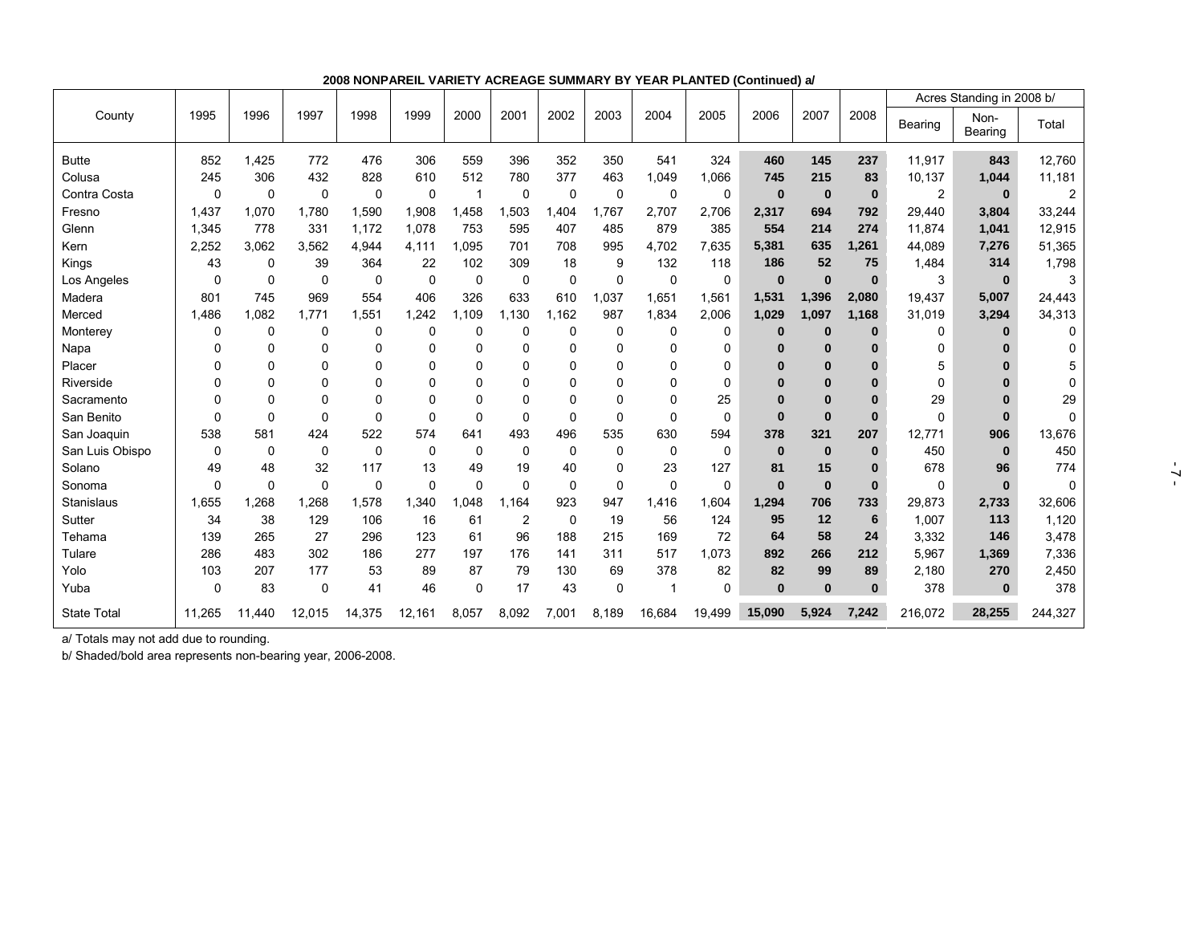**2008 NONPAREIL VARIETY ACREAGE SUMMARY BY YEAR PLANTED (Continued) a/**

| County | 1995 | 1996 | 1997 | 1998 | 1999 | 2000 | 2001 | 2002 | 2003 | 2004 | 2005 | 2006 | 2007 | 2008 | Acres Standing in 2008 b/ | | |
|---|---|---|---|---|---|---|---|---|---|---|---|---|---|---|---|---|---|
| | | | | | | | | | | | | | | | Bearing | Non-Bearing | Total |
| Butte | 852 | 1,425 | 772 | 476 | 306 | 559 | 396 | 352 | 350 | 541 | 324 | **460** | **145** | **237** | 11,917 | **843** | 12,760 |
| Colusa | 245 | 306 | 432 | 828 | 610 | 512 | 780 | 377 | 463 | 1,049 | 1,066 | **745** | **215** | **83** | 10,137 | **1,044** | 11,181 |
| Contra Costa | 0 | 0 | 0 | 0 | 0 | 1 | 0 | 0 | 0 | 0 | 0 | **0** | **0** | **0** | 2 | **0** | 2 |
| Fresno | 1,437 | 1,070 | 1,780 | 1,590 | 1,908 | 1,458 | 1,503 | 1,404 | 1,767 | 2,707 | 2,706 | **2,317** | **694** | **792** | 29,440 | **3,804** | 33,244 |
| Glenn | 1,345 | 778 | 331 | 1,172 | 1,078 | 753 | 595 | 407 | 485 | 879 | 385 | **554** | **214** | **274** | 11,874 | **1,041** | 12,915 |
| Kern | 2,252 | 3,062 | 3,562 | 4,944 | 4,111 | 1,095 | 701 | 708 | 995 | 4,702 | 7,635 | **5,381** | **635** | **1,261** | 44,089 | **7,276** | 51,365 |
| Kings | 43 | 0 | 39 | 364 | 22 | 102 | 309 | 18 | 9 | 132 | 118 | **186** | **52** | **75** | 1,484 | **314** | 1,798 |
| Los Angeles | 0 | 0 | 0 | 0 | 0 | 0 | 0 | 0 | 0 | 0 | 0 | **0** | **0** | **0** | 3 | **0** | 3 |
| Madera | 801 | 745 | 969 | 554 | 406 | 326 | 633 | 610 | 1,037 | 1,651 | 1,561 | **1,531** | **1,396** | **2,080** | 19,437 | **5,007** | 24,443 |
| Merced | 1,486 | 1,082 | 1,771 | 1,551 | 1,242 | 1,109 | 1,130 | 1,162 | 987 | 1,834 | 2,006 | **1,029** | **1,097** | **1,168** | 31,019 | **3,294** | 34,313 |
| Monterey | 0 | 0 | 0 | 0 | 0 | 0 | 0 | 0 | 0 | 0 | 0 | **0** | **0** | **0** | 0 | **0** | 0 |
| Napa | 0 | 0 | 0 | 0 | 0 | 0 | 0 | 0 | 0 | 0 | 0 | **0** | **0** | **0** | 0 | **0** | 0 |
| Placer | 0 | 0 | 0 | 0 | 0 | 0 | 0 | 0 | 0 | 0 | 0 | **0** | **0** | **0** | 5 | **0** | 5 |
| Riverside | 0 | 0 | 0 | 0 | 0 | 0 | 0 | 0 | 0 | 0 | 0 | **0** | **0** | **0** | 0 | **0** | 0 |
| Sacramento | 0 | 0 | 0 | 0 | 0 | 0 | 0 | 0 | 0 | 0 | 25 | **0** | **0** | **0** | 29 | **0** | 29 |
| San Benito | 0 | 0 | 0 | 0 | 0 | 0 | 0 | 0 | 0 | 0 | 0 | **0** | **0** | **0** | 0 | **0** | 0 |
| San Joaquin | 538 | 581 | 424 | 522 | 574 | 641 | 493 | 496 | 535 | 630 | 594 | **378** | **321** | **207** | 12,771 | **906** | 13,676 |
| San Luis Obispo | 0 | 0 | 0 | 0 | 0 | 0 | 0 | 0 | 0 | 0 | 0 | **0** | **0** | **0** | 450 | **0** | 450 |
| Solano | 49 | 48 | 32 | 117 | 13 | 49 | 19 | 40 | 0 | 23 | 127 | **81** | **15** | **0** | 678 | **96** | 774 |
| Sonoma | 0 | 0 | 0 | 0 | 0 | 0 | 0 | 0 | 0 | 0 | 0 | **0** | **0** | **0** | 0 | **0** | 0 |
| Stanislaus | 1,655 | 1,268 | 1,268 | 1,578 | 1,340 | 1,048 | 1,164 | 923 | 947 | 1,416 | 1,604 | **1,294** | **706** | **733** | 29,873 | **2,733** | 32,606 |
| Sutter | 34 | 38 | 129 | 106 | 16 | 61 | 2 | 0 | 19 | 56 | 124 | **95** | **12** | **6** | 1,007 | **113** | 1,120 |
| Tehama | 139 | 265 | 27 | 296 | 123 | 61 | 96 | 188 | 215 | 169 | 72 | **64** | **58** | **24** | 3,332 | **146** | 3,478 |
| Tulare | 286 | 483 | 302 | 186 | 277 | 197 | 176 | 141 | 311 | 517 | 1,073 | **892** | **266** | **212** | 5,967 | **1,369** | 7,336 |
| Yolo | 103 | 207 | 177 | 53 | 89 | 87 | 79 | 130 | 69 | 378 | 82 | **82** | **99** | **89** | 2,180 | **270** | 2,450 |
| Yuba | 0 | 83 | 0 | 41 | 46 | 0 | 17 | 43 | 0 | 1 | 0 | **0** | **0** | **0** | 378 | **0** | 378 |
| State Total | 11,265 | 11,440 | 12,015 | 14,375 | 12,161 | 8,057 | 8,092 | 7,001 | 8,189 | 16,684 | 19,499 | **15,090** | **5,924** | **7,242** | 216,072 | **28,255** | 244,327 |

a/ Totals may not add due to rounding.

b/ Shaded/bold area represents non-bearing year, 2006-2008.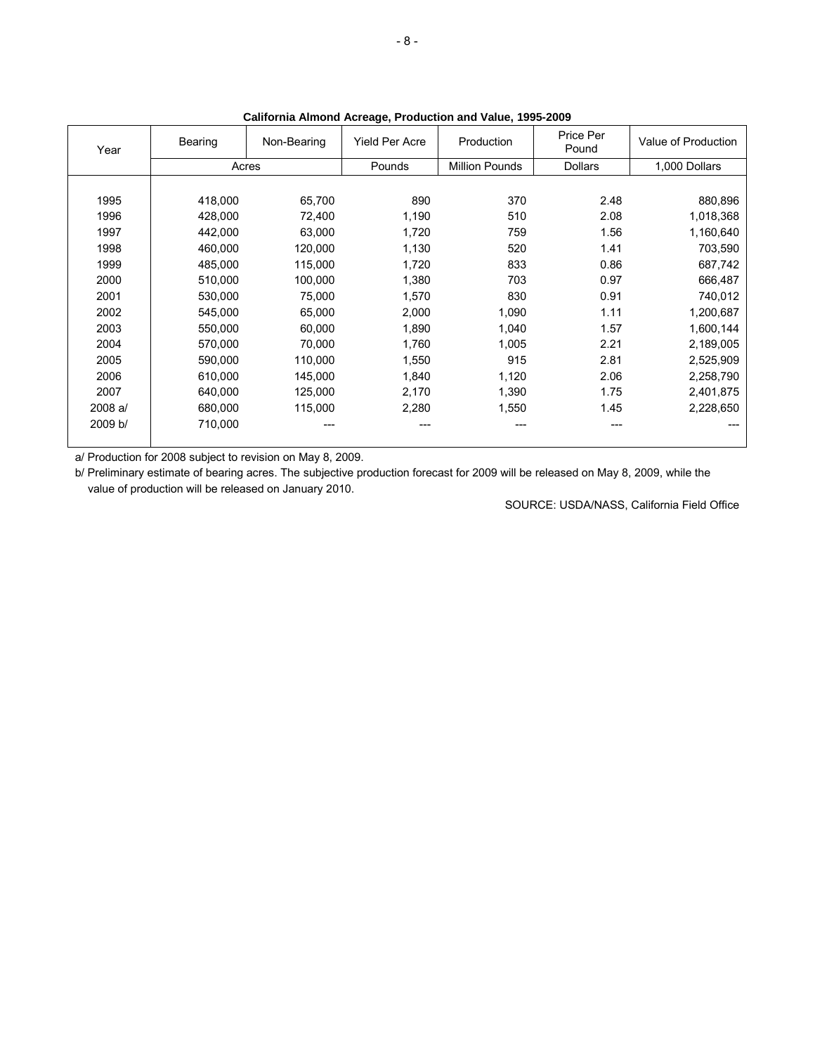**California Almond Acreage, Production and Value, 1995-2009**

| Year | Bearing | Non-Bearing | Yield Per Acre | Production | Price Per Pound | Value of Production |
|---|---|---|---|---|---|---|
| | Acres | | Pounds | Million Pounds | Dollars | 1,000 Dollars |
| 1995 | 418,000 | 65,700 | 890 | 370 | 2.48 | 880,896 |
| 1996 | 428,000 | 72,400 | 1,190 | 510 | 2.08 | 1,018,368 |
| 1997 | 442,000 | 63,000 | 1,720 | 759 | 1.56 | 1,160,640 |
| 1998 | 460,000 | 120,000 | 1,130 | 520 | 1.41 | 703,590 |
| 1999 | 485,000 | 115,000 | 1,720 | 833 | 0.86 | 687,742 |
| 2000 | 510,000 | 100,000 | 1,380 | 703 | 0.97 | 666,487 |
| 2001 | 530,000 | 75,000 | 1,570 | 830 | 0.91 | 740,012 |
| 2002 | 545,000 | 65,000 | 2,000 | 1,090 | 1.11 | 1,200,687 |
| 2003 | 550,000 | 60,000 | 1,890 | 1,040 | 1.57 | 1,600,144 |
| 2004 | 570,000 | 70,000 | 1,760 | 1,005 | 2.21 | 2,189,005 |
| 2005 | 590,000 | 110,000 | 1,550 | 915 | 2.81 | 2,525,909 |
| 2006 | 610,000 | 145,000 | 1,840 | 1,120 | 2.06 | 2,258,790 |
| 2007 | 640,000 | 125,000 | 2,170 | 1,390 | 1.75 | 2,401,875 |
| 2008 a/ | 680,000 | 115,000 | 2,280 | 1,550 | 1.45 | 2,228,650 |
| 2009 b/ | 710,000 | --- | --- | --- | --- | --- |

a/ Production for 2008 subject to revision on May 8, 2009.

b/ Preliminary estimate of bearing acres. The subjective production forecast for 2009 will be released on May 8, 2009, while the value of production will be released on January 2010.

SOURCE: USDA/NASS, California Field Office